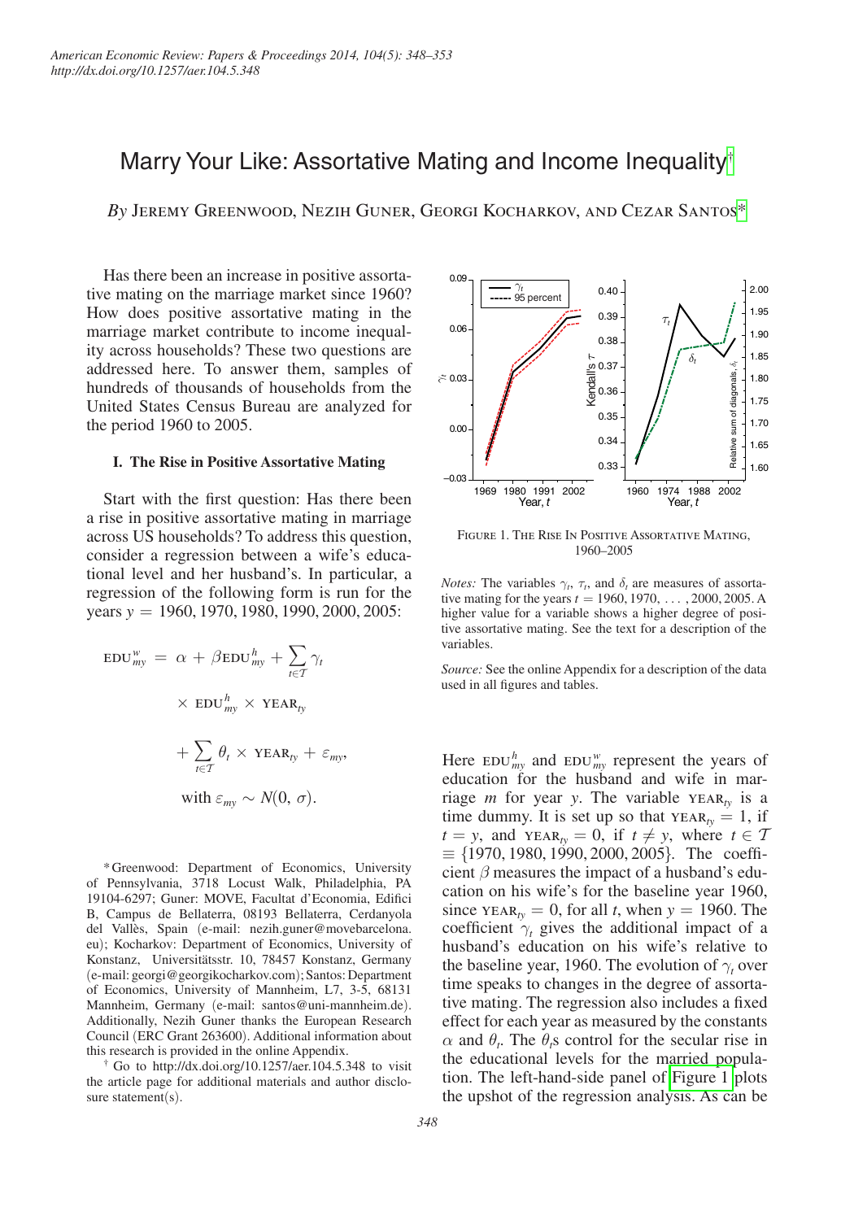# Marry Your Like: Assortative Mating and Income Inequality[†]

*By* Jeremy Greenwood, Nezih Guner, Georgi Kocharkov, and Cezar Santos[*]

Has there been an increase in positive assortative mating on the marriage market since 1960? How does positive assortative mating in the marriage market contribute to income inequality across households? These two questions are addressed here. To answer them, samples of hundreds of thousands of households from the United States Census Bureau are analyzed for the period 1960 to 2005.

## I. The Rise in Positive Assortative Mating

Start with the first question: Has there been a rise in positive assortative mating in marriage across US households? To address this question, consider a regression between a wife's educational level and her husband's. In particular, a regression of the following form is run for the years $y = 1960, 1970, 1980, 1990, 2000, 2005$:

$$\text{EDU}^w_{my} = \alpha + \beta \text{EDU}^h_{my} + \sum_{t \in \mathcal{T}} \gamma_t \times \text{EDU}^h_{my} \times \text{YEAR}_{ty} + \sum_{t \in \mathcal{T}} \theta_t \times \text{YEAR}_{ty} + \varepsilon_{my},$$

$$\text{with } \varepsilon_{my} \sim N(0, \sigma).$$

Figure 1. The Rise In Positive Assortative Mating, 1960–2005

*Notes:* The variables $\gamma_t$, $\tau_t$, and $\delta_t$ are measures of assortative mating for the years $t = 1960, 1970, \ldots, 2000, 2005$. A higher value for a variable shows a higher degree of positive assortative mating. See the text for a description of the variables.

*Source:* See the online Appendix for a description of the data used in all figures and tables.

Here $\text{EDU}^h_{my}$ and $\text{EDU}^w_{my}$ represent the years of education for the husband and wife in marriage $m$ for year $y$. The variable $\text{YEAR}_{ty}$ is a time dummy. It is set up so that $\text{YEAR}_{ty} = 1$, if $t = y$, and $\text{YEAR}_{ty} = 0$, if $t \neq y$, where $t \in \mathcal{T} \equiv \{1970, 1980, 1990, 2000, 2005\}$. The coefficient $\beta$ measures the impact of a husband's education on his wife's for the baseline year 1960, since $\text{YEAR}_{ty} = 0$, for all $t$, when $y = 1960$. The coefficient $\gamma_t$ gives the additional impact of a husband's education on his wife's relative to the baseline year, 1960. The evolution of $\gamma_t$ over time speaks to changes in the degree of assortative mating. The regression also includes a fixed effect for each year as measured by the constants $\alpha$ and $\theta_t$. The $\theta_t$s control for the secular rise in the educational levels for the married population. The left-hand-side panel of Figure 1 plots the upshot of the regression analysis. As can be

---

[*] Greenwood: Department of Economics, University of Pennsylvania, 3718 Locust Walk, Philadelphia, PA 19104-6297; Guner: MOVE, Facultat d'Economia, Edifici B, Campus de Bellaterra, 08193 Bellaterra, Cerdanyola del Vallès, Spain (e-mail: nezih.guner@movebarcelona.eu); Kocharkov: Department of Economics, University of Konstanz, Universitätsstr. 10, 78457 Konstanz, Germany (e-mail: georgi@georgikocharkov.com); Santos: Department of Economics, University of Mannheim, L7, 3-5, 68131 Mannheim, Germany (e-mail: santos@uni-mannheim.de). Additionally, Nezih Guner thanks the European Research Council (ERC Grant 263600). Additional information about this research is provided in the online Appendix.

[†] Go to http://dx.doi.org/10.1257/aer.104.5.348 to visit the article page for additional materials and author disclosure statement(s).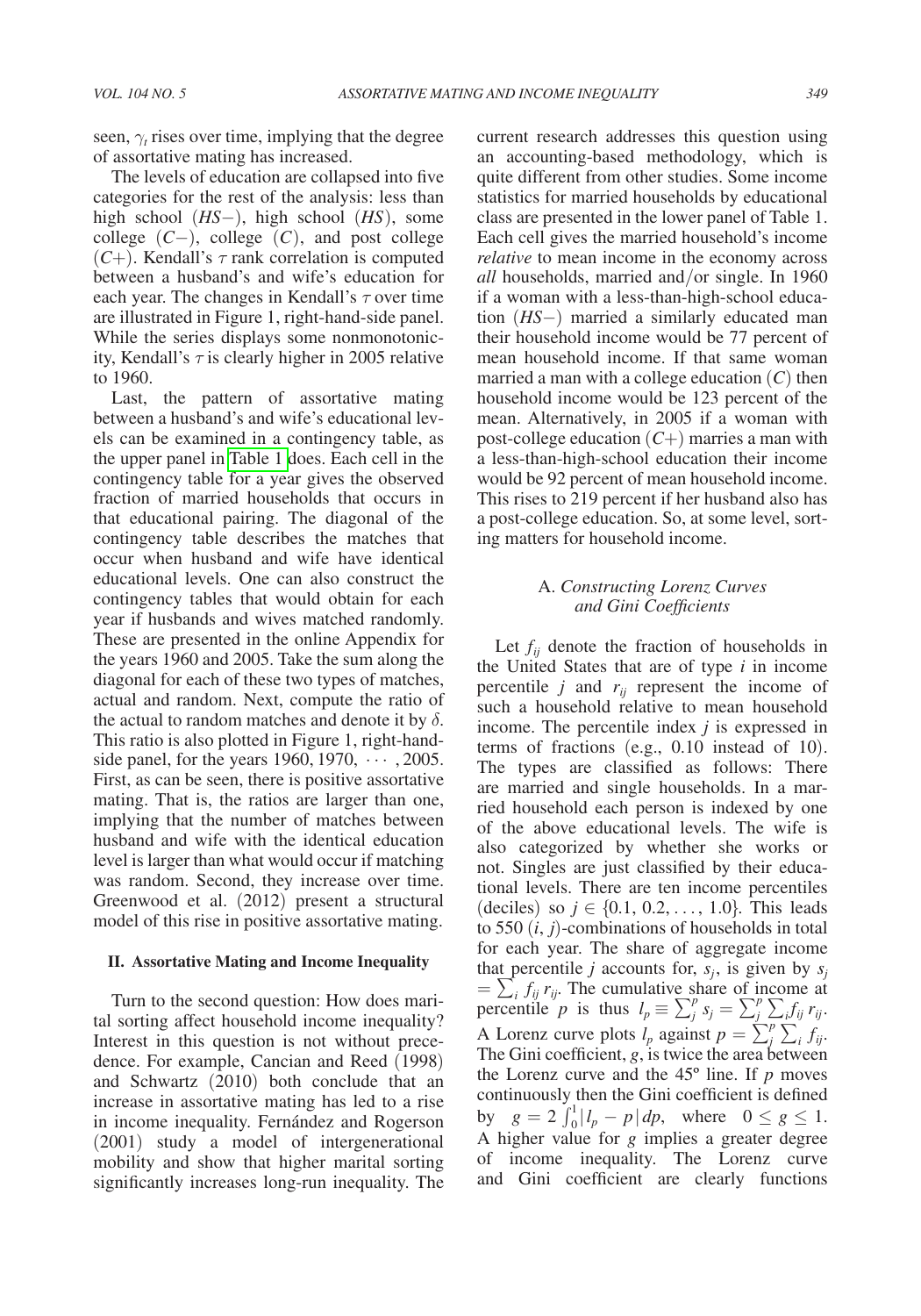seen, $\gamma_t$ rises over time, implying that the degree of assortative mating has increased.

The levels of education are collapsed into five categories for the rest of the analysis: less than high school (*HS*−), high school (*HS*), some college (*C*−), college (*C*), and post college (*C*+). Kendall's $\tau$ rank correlation is computed between a husband's and wife's education for each year. The changes in Kendall's $\tau$ over time are illustrated in Figure 1, right-hand-side panel. While the series displays some nonmonotonicity, Kendall's $\tau$ is clearly higher in 2005 relative to 1960.

Last, the pattern of assortative mating between a husband's and wife's educational levels can be examined in a contingency table, as the upper panel in Table 1 does. Each cell in the contingency table for a year gives the observed fraction of married households that occurs in that educational pairing. The diagonal of the contingency table describes the matches that occur when husband and wife have identical educational levels. One can also construct the contingency tables that would obtain for each year if husbands and wives matched randomly. These are presented in the online Appendix for the years 1960 and 2005. Take the sum along the diagonal for each of these two types of matches, actual and random. Next, compute the ratio of the actual to random matches and denote it by $\delta$. This ratio is also plotted in Figure 1, right-hand-side panel, for the years 1960, 1970, $\cdots$ , 2005. First, as can be seen, there is positive assortative mating. That is, the ratios are larger than one, implying that the number of matches between husband and wife with the identical education level is larger than what would occur if matching was random. Second, they increase over time. Greenwood et al. (2012) present a structural model of this rise in positive assortative mating.

## II. Assortative Mating and Income Inequality

Turn to the second question: How does marital sorting affect household income inequality? Interest in this question is not without precedence. For example, Cancian and Reed (1998) and Schwartz (2010) both conclude that an increase in assortative mating has led to a rise in income inequality. Fernández and Rogerson (2001) study a model of intergenerational mobility and show that higher marital sorting significantly increases long-run inequality. The current research addresses this question using an accounting-based methodology, which is quite different from other studies. Some income statistics for married households by educational class are presented in the lower panel of Table 1. Each cell gives the married household's income *relative* to mean income in the economy across *all* households, married and/or single. In 1960 if a woman with a less-than-high-school education (*HS*−) married a similarly educated man their household income would be 77 percent of mean household income. If that same woman married a man with a college education (*C*) then household income would be 123 percent of the mean. Alternatively, in 2005 if a woman with post-college education (*C*+) marries a man with a less-than-high-school education their income would be 92 percent of mean household income. This rises to 219 percent if her husband also has a post-college education. So, at some level, sorting matters for household income.

### A. *Constructing Lorenz Curves and Gini Coefficients*

Let $f_{ij}$ denote the fraction of households in the United States that are of type $i$ in income percentile $j$ and $r_{ij}$ represent the income of such a household relative to mean household income. The percentile index $j$ is expressed in terms of fractions (e.g., 0.10 instead of 10). The types are classified as follows: There are married and single households. In a married household each person is indexed by one of the above educational levels. The wife is also categorized by whether she works or not. Singles are just classified by their educational levels. There are ten income percentiles (deciles) so $j \in \{0.1, 0.2, \ldots, 1.0\}$. This leads to 550 $(i, j)$-combinations of households in total for each year. The share of aggregate income that percentile $j$ accounts for, $s_j$, is given by $s_j = \sum_i f_{ij} r_{ij}$. The cumulative share of income at percentile $p$ is thus $l_p \equiv \sum_j^p s_j = \sum_j^p \sum_i f_{ij} r_{ij}$. A Lorenz curve plots $l_p$ against $p = \sum_j^p \sum_i f_{ij}$. The Gini coefficient, $g$, is twice the area between the Lorenz curve and the 45º line. If $p$ moves continuously then the Gini coefficient is defined by $g = 2 \int_0^1 |l_p - p| \, dp$, where $0 \leq g \leq 1$. A higher value for $g$ implies a greater degree of income inequality. The Lorenz curve and Gini coefficient are clearly functions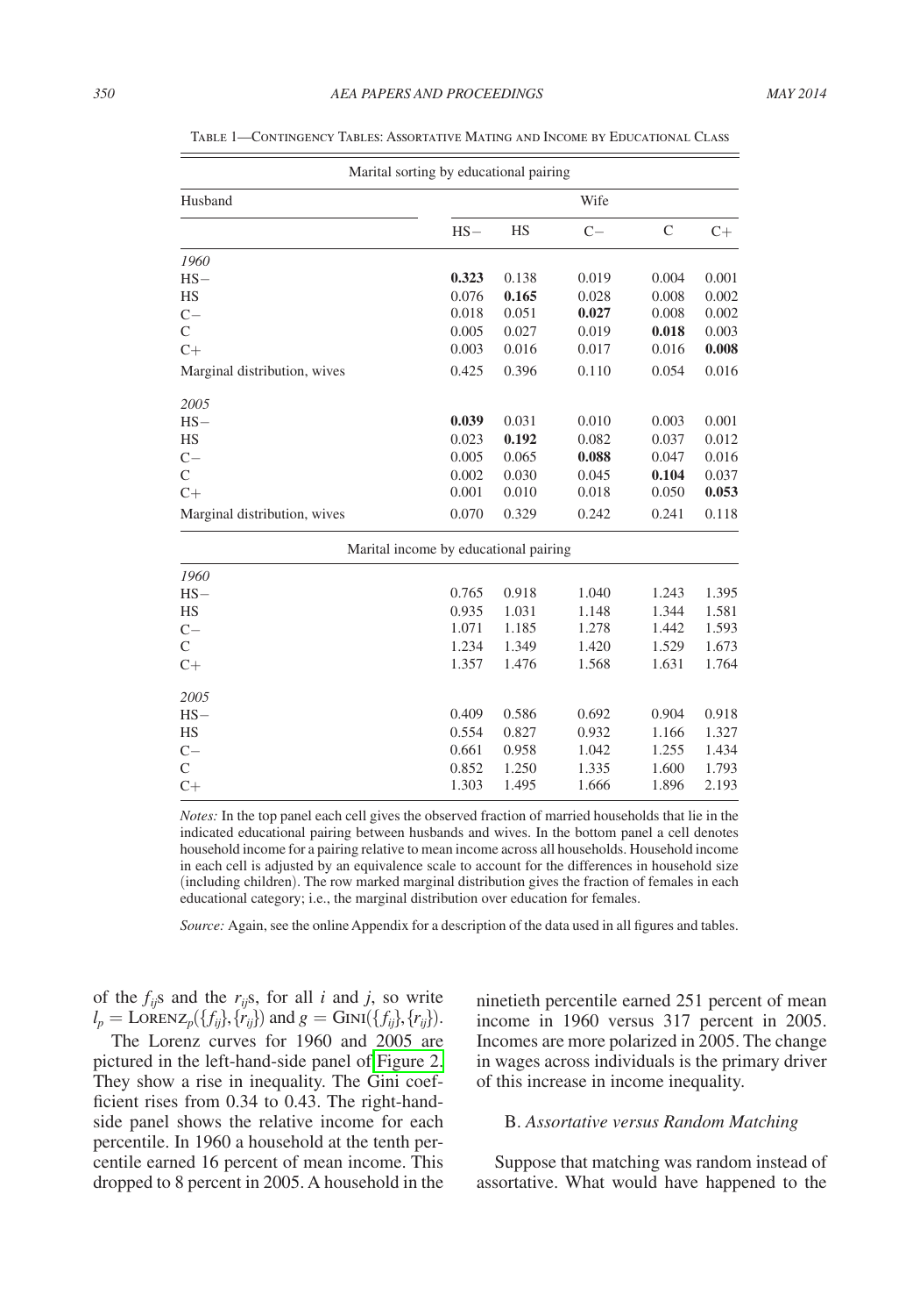Table 1—Contingency Tables: Assortative Mating and Income by Educational Class

| Marital sorting by educational pairing | | | | | |
|---|---|---|---|---|---|
| Husband | Wife | | | | |
| | HS− | HS | C− | C | C+ |
| *1960* | | | | | |
| HS− | **0.323** | 0.138 | 0.019 | 0.004 | 0.001 |
| HS | 0.076 | **0.165** | 0.028 | 0.008 | 0.002 |
| C− | 0.018 | 0.051 | **0.027** | 0.008 | 0.002 |
| C | 0.005 | 0.027 | 0.019 | **0.018** | 0.003 |
| C+ | 0.003 | 0.016 | 0.017 | 0.016 | **0.008** |
| Marginal distribution, wives | 0.425 | 0.396 | 0.110 | 0.054 | 0.016 |
| *2005* | | | | | |
| HS− | **0.039** | 0.031 | 0.010 | 0.003 | 0.001 |
| HS | 0.023 | **0.192** | 0.082 | 0.037 | 0.012 |
| C− | 0.005 | 0.065 | **0.088** | 0.047 | 0.016 |
| C | 0.002 | 0.030 | 0.045 | **0.104** | 0.037 |
| C+ | 0.001 | 0.010 | 0.018 | 0.050 | **0.053** |
| Marginal distribution, wives | 0.070 | 0.329 | 0.242 | 0.241 | 0.118 |
| Marital income by educational pairing | | | | | |
| *1960* | | | | | |
| HS− | 0.765 | 0.918 | 1.040 | 1.243 | 1.395 |
| HS | 0.935 | 1.031 | 1.148 | 1.344 | 1.581 |
| C− | 1.071 | 1.185 | 1.278 | 1.442 | 1.593 |
| C | 1.234 | 1.349 | 1.420 | 1.529 | 1.673 |
| C+ | 1.357 | 1.476 | 1.568 | 1.631 | 1.764 |
| *2005* | | | | | |
| HS− | 0.409 | 0.586 | 0.692 | 0.904 | 0.918 |
| HS | 0.554 | 0.827 | 0.932 | 1.166 | 1.327 |
| C− | 0.661 | 0.958 | 1.042 | 1.255 | 1.434 |
| C | 0.852 | 1.250 | 1.335 | 1.600 | 1.793 |
| C+ | 1.303 | 1.495 | 1.666 | 1.896 | 2.193 |

*Notes:* In the top panel each cell gives the observed fraction of married households that lie in the indicated educational pairing between husbands and wives. In the bottom panel a cell denotes household income for a pairing relative to mean income across all households. Household income in each cell is adjusted by an equivalence scale to account for the differences in household size (including children). The row marked marginal distribution gives the fraction of females in each educational category; i.e., the marginal distribution over education for females.

*Source:* Again, see the online Appendix for a description of the data used in all figures and tables.

of the $f_{ij}$s and the $r_{ij}$s, for all $i$ and $j$, so write $l_p = \text{Lorenz}_p(\{f_{ij}\}, \{r_{ij}\})$ and $g = \text{Gini}(\{f_{ij}\}, \{r_{ij}\})$.

The Lorenz curves for 1960 and 2005 are pictured in the left-hand-side panel of Figure 2. They show a rise in inequality. The Gini coefficient rises from 0.34 to 0.43. The right-hand-side panel shows the relative income for each percentile. In 1960 a household at the tenth percentile earned 16 percent of mean income. This dropped to 8 percent in 2005. A household in the ninetieth percentile earned 251 percent of mean income in 1960 versus 317 percent in 2005. Incomes are more polarized in 2005. The change in wages across individuals is the primary driver of this increase in income inequality.

### B. *Assortative versus Random Matching*

Suppose that matching was random instead of assortative. What would have happened to the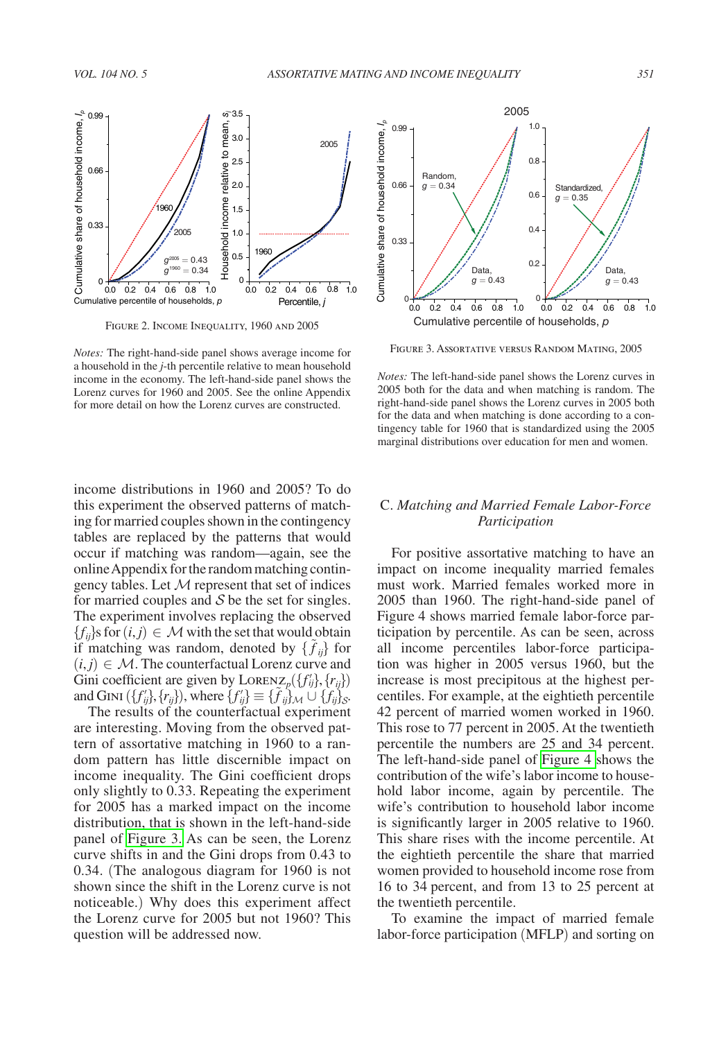Figure 2. Income Inequality, 1960 and 2005

*Notes:* The right-hand-side panel shows average income for a household in the $j$-th percentile relative to mean household income in the economy. The left-hand-side panel shows the Lorenz curves for 1960 and 2005. See the online Appendix for more detail on how the Lorenz curves are constructed.

Figure 3. Assortative versus Random Mating, 2005

*Notes:* The left-hand-side panel shows the Lorenz curves in 2005 both for the data and when matching is random. The right-hand-side panel shows the Lorenz curves in 2005 both for the data and when matching is done according to a contingency table for 1960 that is standardized using the 2005 marginal distributions over education for men and women.

income distributions in 1960 and 2005? To do this experiment the observed patterns of matching for married couples shown in the contingency tables are replaced by the patterns that would occur if matching was random—again, see the online Appendix for the random matching contingency tables. Let $\mathcal{M}$ represent that set of indices for married couples and $\mathcal{S}$ be the set for singles. The experiment involves replacing the observed $\{f_{ij}\}$s for $(i,j) \in \mathcal{M}$ with the set that would obtain if matching was random, denoted by $\{\tilde{f}_{ij}\}$ for $(i,j) \in \mathcal{M}$. The counterfactual Lorenz curve and Gini coefficient are given by $\text{Lorenz}_p(\{f'_{ij}\},\{r_{ij}\})$ and $\text{Gini}(\{f'_{ij}\},\{r_{ij}\})$, where $\{f'_{ij}\} \equiv \{\tilde{f}_{ij}\}_{\mathcal{M}} \cup \{f_{ij}\}_{\mathcal{S}}$.

The results of the counterfactual experiment are interesting. Moving from the observed pattern of assortative matching in 1960 to a random pattern has little discernible impact on income inequality. The Gini coefficient drops only slightly to 0.33. Repeating the experiment for 2005 has a marked impact on the income distribution, that is shown in the left-hand-side panel of Figure 3. As can be seen, the Lorenz curve shifts in and the Gini drops from 0.43 to 0.34. (The analogous diagram for 1960 is not shown since the shift in the Lorenz curve is not noticeable.) Why does this experiment affect the Lorenz curve for 2005 but not 1960? This question will be addressed now.

## C. *Matching and Married Female Labor-Force Participation*

For positive assortative matching to have an impact on income inequality married females must work. Married females worked more in 2005 than 1960. The right-hand-side panel of Figure 4 shows married female labor-force participation by percentile. As can be seen, across all income percentiles labor-force participation was higher in 2005 versus 1960, but the increase is most precipitous at the highest percentiles. For example, at the eightieth percentile 42 percent of married women worked in 1960. This rose to 77 percent in 2005. At the twentieth percentile the numbers are 25 and 34 percent. The left-hand-side panel of Figure 4 shows the contribution of the wife's labor income to household labor income, again by percentile. The wife's contribution to household labor income is significantly larger in 2005 relative to 1960. This share rises with the income percentile. At the eightieth percentile the share that married women provided to household income rose from 16 to 34 percent, and from 13 to 25 percent at the twentieth percentile.

To examine the impact of married female labor-force participation (MFLP) and sorting on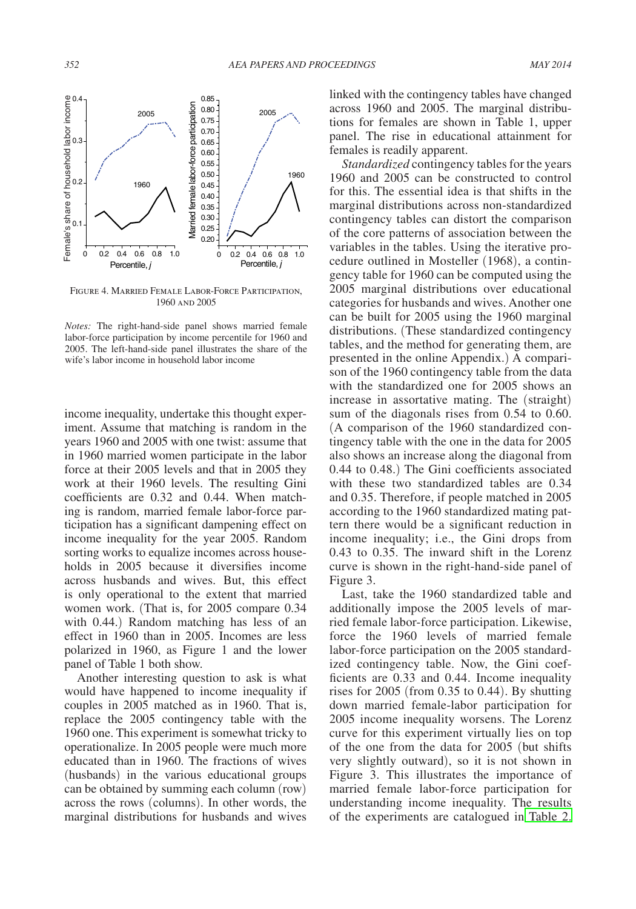FIGURE 4. MARRIED FEMALE LABOR-FORCE PARTICIPATION, 1960 AND 2005

*Notes:* The right-hand-side panel shows married female labor-force participation by income percentile for 1960 and 2005. The left-hand-side panel illustrates the share of the wife's labor income in household labor income

income inequality, undertake this thought experiment. Assume that matching is random in the years 1960 and 2005 with one twist: assume that in 1960 married women participate in the labor force at their 2005 levels and that in 2005 they work at their 1960 levels. The resulting Gini coefficients are 0.32 and 0.44. When matching is random, married female labor-force participation has a significant dampening effect on income inequality for the year 2005. Random sorting works to equalize incomes across households in 2005 because it diversifies income across husbands and wives. But, this effect is only operational to the extent that married women work. (That is, for 2005 compare 0.34 with 0.44.) Random matching has less of an effect in 1960 than in 2005. Incomes are less polarized in 1960, as Figure 1 and the lower panel of Table 1 both show.

Another interesting question to ask is what would have happened to income inequality if couples in 2005 matched as in 1960. That is, replace the 2005 contingency table with the 1960 one. This experiment is somewhat tricky to operationalize. In 2005 people were much more educated than in 1960. The fractions of wives (husbands) in the various educational groups can be obtained by summing each column (row) across the rows (columns). In other words, the marginal distributions for husbands and wives linked with the contingency tables have changed across 1960 and 2005. The marginal distributions for females are shown in Table 1, upper panel. The rise in educational attainment for females is readily apparent.

*Standardized* contingency tables for the years 1960 and 2005 can be constructed to control for this. The essential idea is that shifts in the marginal distributions across non-standardized contingency tables can distort the comparison of the core patterns of association between the variables in the tables. Using the iterative procedure outlined in Mosteller (1968), a contingency table for 1960 can be computed using the 2005 marginal distributions over educational categories for husbands and wives. Another one can be built for 2005 using the 1960 marginal distributions. (These standardized contingency tables, and the method for generating them, are presented in the online Appendix.) A comparison of the 1960 contingency table from the data with the standardized one for 2005 shows an increase in assortative mating. The (straight) sum of the diagonals rises from 0.54 to 0.60. (A comparison of the 1960 standardized contingency table with the one in the data for 2005 also shows an increase along the diagonal from 0.44 to 0.48.) The Gini coefficients associated with these two standardized tables are 0.34 and 0.35. Therefore, if people matched in 2005 according to the 1960 standardized mating pattern there would be a significant reduction in income inequality; i.e., the Gini drops from 0.43 to 0.35. The inward shift in the Lorenz curve is shown in the right-hand-side panel of Figure 3.

Last, take the 1960 standardized table and additionally impose the 2005 levels of married female labor-force participation. Likewise, force the 1960 levels of married female labor-force participation on the 2005 standardized contingency table. Now, the Gini coefficients are 0.33 and 0.44. Income inequality rises for 2005 (from 0.35 to 0.44). By shutting down married female-labor participation for 2005 income inequality worsens. The Lorenz curve for this experiment virtually lies on top of the one from the data for 2005 (but shifts very slightly outward), so it is not shown in Figure 3. This illustrates the importance of married female labor-force participation for understanding income inequality. The results of the experiments are catalogued in Table 2.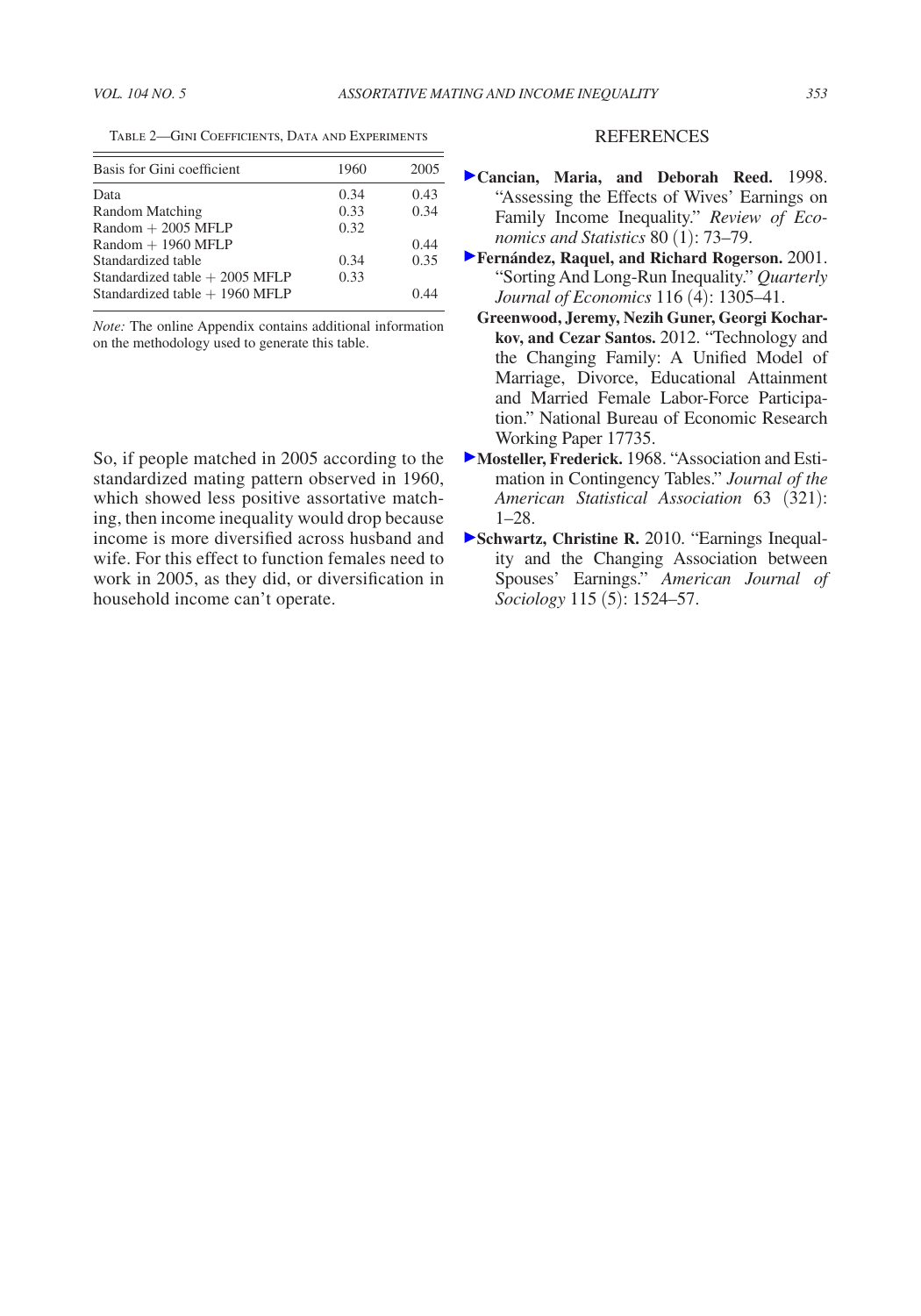Table 2—Gini Coefficients, Data and Experiments

| Basis for Gini coefficient | 1960 | 2005 |
|---|---|---|
| Data | 0.34 | 0.43 |
| Random Matching | 0.33 | 0.34 |
| Random + 2005 MFLP | 0.32 | |
| Random + 1960 MFLP | | 0.44 |
| Standardized table | 0.34 | 0.35 |
| Standardized table + 2005 MFLP | 0.33 | |
| Standardized table + 1960 MFLP | | 0.44 |

*Note:* The online Appendix contains additional information on the methodology used to generate this table.

So, if people matched in 2005 according to the standardized mating pattern observed in 1960, which showed less positive assortative matching, then income inequality would drop because income is more diversified across husband and wife. For this effect to function females need to work in 2005, as they did, or diversification in household income can't operate.

## REFERENCES

**Cancian, Maria, and Deborah Reed.** 1998. "Assessing the Effects of Wives' Earnings on Family Income Inequality." *Review of Economics and Statistics* 80 (1): 73–79.

**Fernández, Raquel, and Richard Rogerson.** 2001. "Sorting And Long-Run Inequality." *Quarterly Journal of Economics* 116 (4): 1305–41.

**Greenwood, Jeremy, Nezih Guner, Georgi Kocharkov, and Cezar Santos.** 2012. "Technology and the Changing Family: A Unified Model of Marriage, Divorce, Educational Attainment and Married Female Labor-Force Participation." National Bureau of Economic Research Working Paper 17735.

**Mosteller, Frederick.** 1968. "Association and Estimation in Contingency Tables." *Journal of the American Statistical Association* 63 (321): 1–28.

**Schwartz, Christine R.** 2010. "Earnings Inequality and the Changing Association between Spouses' Earnings." *American Journal of Sociology* 115 (5): 1524–57.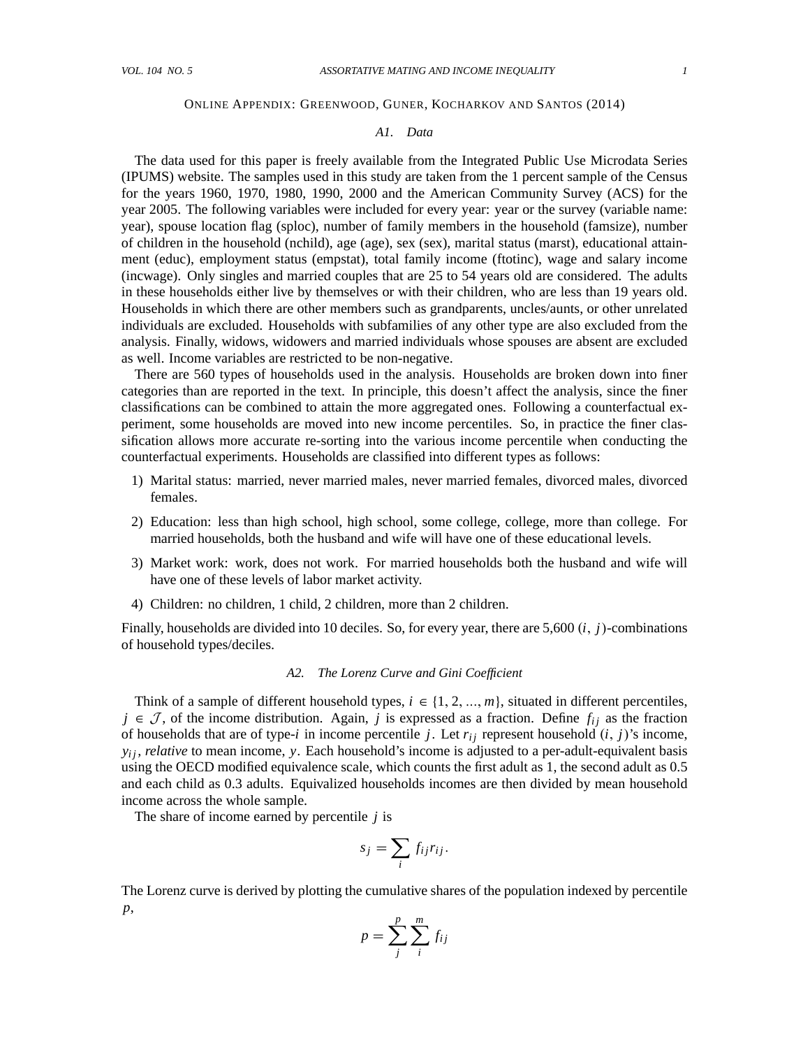Online Appendix: Greenwood, Guner, Kocharkov and Santos (2014)

### A1. Data

The data used for this paper is freely available from the Integrated Public Use Microdata Series (IPUMS) website. The samples used in this study are taken from the 1 percent sample of the Census for the years 1960, 1970, 1980, 1990, 2000 and the American Community Survey (ACS) for the year 2005. The following variables were included for every year: year or the survey (variable name: year), spouse location flag (sploc), number of family members in the household (famsize), number of children in the household (nchild), age (age), sex (sex), marital status (marst), educational attainment (educ), employment status (empstat), total family income (ftotinc), wage and salary income (incwage). Only singles and married couples that are 25 to 54 years old are considered. The adults in these households either live by themselves or with their children, who are less than 19 years old. Households in which there are other members such as grandparents, uncles/aunts, or other unrelated individuals are excluded. Households with subfamilies of any other type are also excluded from the analysis. Finally, widows, widowers and married individuals whose spouses are absent are excluded as well. Income variables are restricted to be non-negative.

There are 560 types of households used in the analysis. Households are broken down into finer categories than are reported in the text. In principle, this doesn't affect the analysis, since the finer classifications can be combined to attain the more aggregated ones. Following a counterfactual experiment, some households are moved into new income percentiles. So, in practice the finer classification allows more accurate re-sorting into the various income percentile when conducting the counterfactual experiments. Households are classified into different types as follows:

1) Marital status: married, never married males, never married females, divorced males, divorced females.
2) Education: less than high school, high school, some college, college, more than college. For married households, both the husband and wife will have one of these educational levels.
3) Market work: work, does not work. For married households both the husband and wife will have one of these levels of labor market activity.
4) Children: no children, 1 child, 2 children, more than 2 children.

Finally, households are divided into 10 deciles. So, for every year, there are 5,600 $(i, j)$-combinations of household types/deciles.

### A2. The Lorenz Curve and Gini Coefficient

Think of a sample of different household types, $i \in \{1, 2, ..., m\}$, situated in different percentiles, $j \in \mathcal{J}$, of the income distribution. Again, $j$ is expressed as a fraction. Define $f_{ij}$ as the fraction of households that are of type-$i$ in income percentile $j$. Let $r_{ij}$ represent household $(i, j)$'s income, $y_{ij}$, *relative* to mean income, $y$. Each household's income is adjusted to a per-adult-equivalent basis using the OECD modified equivalence scale, which counts the first adult as 1, the second adult as 0.5 and each child as 0.3 adults. Equivalized households incomes are then divided by mean household income across the whole sample.

The share of income earned by percentile $j$ is

$$s_j = \sum_i f_{ij} r_{ij}.$$

The Lorenz curve is derived by plotting the cumulative shares of the population indexed by percentile $p$,

$$p = \sum_j^p \sum_i^m f_{ij}$$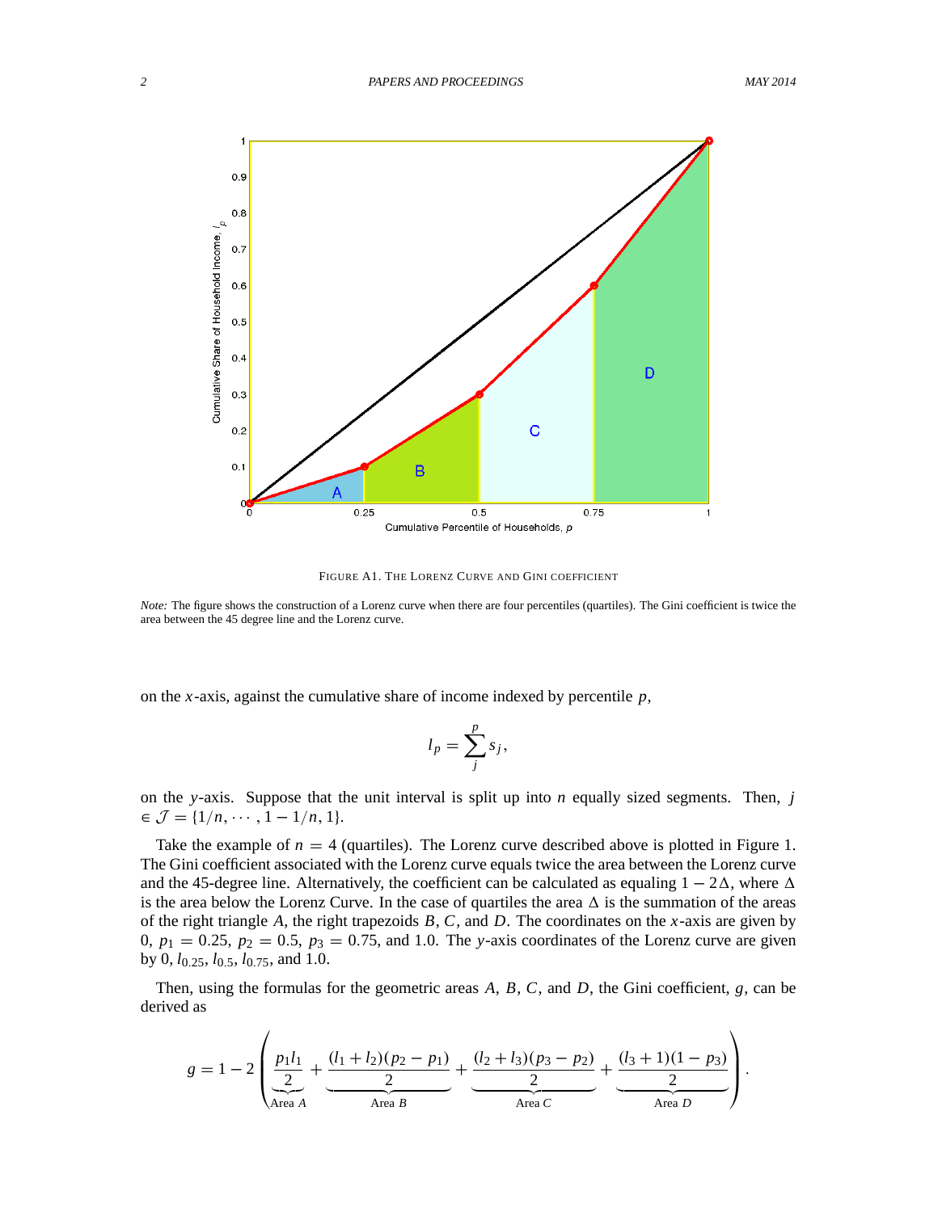FIGURE A1. THE LORENZ CURVE AND GINI COEFFICIENT

*Note:* The figure shows the construction of a Lorenz curve when there are four percentiles (quartiles). The Gini coefficient is twice the area between the 45 degree line and the Lorenz curve.

on the $x$-axis, against the cumulative share of income indexed by percentile $p$,

$$l_p = \sum_{j}^{p} s_j,$$

on the $y$-axis. Suppose that the unit interval is split up into $n$ equally sized segments. Then, $j \in \mathcal{J} = \{1/n, \cdots, 1 - 1/n, 1\}$.

Take the example of $n = 4$ (quartiles). The Lorenz curve described above is plotted in Figure 1. The Gini coefficient associated with the Lorenz curve equals twice the area between the Lorenz curve and the 45-degree line. Alternatively, the coefficient can be calculated as equaling $1 - 2\Delta$, where $\Delta$ is the area below the Lorenz Curve. In the case of quartiles the area $\Delta$ is the summation of the areas of the right triangle $A$, the right trapezoids $B$, $C$, and $D$. The coordinates on the $x$-axis are given by 0, $p_1 = 0.25$, $p_2 = 0.5$, $p_3 = 0.75$, and 1.0. The $y$-axis coordinates of the Lorenz curve are given by 0, $l_{0.25}$, $l_{0.5}$, $l_{0.75}$, and 1.0.

Then, using the formulas for the geometric areas $A$, $B$, $C$, and $D$, the Gini coefficient, $g$, can be derived as

$$g = 1 - 2\left(\underbrace{\frac{p_1 l_1}{2}}_{\text{Area } A} + \underbrace{\frac{(l_1 + l_2)(p_2 - p_1)}{2}}_{\text{Area } B} + \underbrace{\frac{(l_2 + l_3)(p_3 - p_2)}{2}}_{\text{Area } C} + \underbrace{\frac{(l_3 + 1)(1 - p_3)}{2}}_{\text{Area } D}\right).$$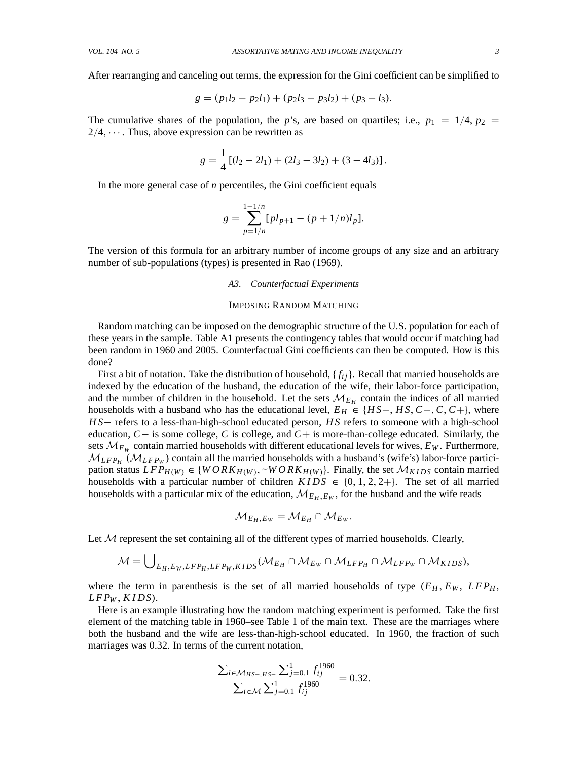After rearranging and canceling out terms, the expression for the Gini coefficient can be simplified to

$$g = (p_1 l_2 - p_2 l_1) + (p_2 l_3 - p_3 l_2) + (p_3 - l_3).$$

The cumulative shares of the population, the $p$'s, are based on quartiles; i.e., $p_1 = 1/4, p_2 = 2/4, \cdots$. Thus, above expression can be rewritten as

$$g = \frac{1}{4}\left[(l_2 - 2l_1) + (2l_3 - 3l_2) + (3 - 4l_3)\right].$$

In the more general case of $n$ percentiles, the Gini coefficient equals

$$g = \sum_{p=1/n}^{1-1/n} [p l_{p+1} - (p + 1/n) l_p].$$

The version of this formula for an arbitrary number of income groups of any size and an arbitrary number of sub-populations (types) is presented in Rao (1969).

### A3. Counterfactual Experiments

#### Imposing Random Matching

Random matching can be imposed on the demographic structure of the U.S. population for each of these years in the sample. Table A1 presents the contingency tables that would occur if matching had been random in 1960 and 2005. Counterfactual Gini coefficients can then be computed. How is this done?

First a bit of notation. Take the distribution of household, $\{f_{ij}\}$. Recall that married households are indexed by the education of the husband, the education of the wife, their labor-force participation, and the number of children in the household. Let the sets $\mathcal{M}_{E_H}$ contain the indices of all married households with a husband who has the educational level, $E_H \in \{HS-, HS, C-, C, C+\}$, where $HS-$ refers to a less-than-high-school educated person, $HS$ refers to someone with a high-school education, $C-$ is some college, $C$ is college, and $C+$ is more-than-college educated. Similarly, the sets $\mathcal{M}_{E_W}$ contain married households with different educational levels for wives, $E_W$. Furthermore, $\mathcal{M}_{LFP_H}$ ($\mathcal{M}_{LFP_W}$) contain all the married households with a husband's (wife's) labor-force participation status $LFP_{H(W)} \in \{WORK_{H(W)}, \sim WORK_{H(W)}\}$. Finally, the set $\mathcal{M}_{KIDS}$ contain married households with a particular number of children $KIDS \in \{0, 1, 2, 2+\}$. The set of all married households with a particular mix of the education, $\mathcal{M}_{E_H,E_W}$, for the husband and the wife reads

$$\mathcal{M}_{E_H,E_W} = \mathcal{M}_{E_H} \cap \mathcal{M}_{E_W}.$$

Let $\mathcal{M}$ represent the set containing all of the different types of married households. Clearly,

$$\mathcal{M} = \bigcup_{E_H,E_W,LFP_H,LFP_W,KIDS} (\mathcal{M}_{E_H} \cap \mathcal{M}_{E_W} \cap \mathcal{M}_{LFP_H} \cap \mathcal{M}_{LFP_W} \cap \mathcal{M}_{KIDS}),$$

where the term in parenthesis is the set of all married households of type $(E_H, E_W, LFP_H, LFP_W, KIDS)$.

Here is an example illustrating how the random matching experiment is performed. Take the first element of the matching table in 1960–see Table 1 of the main text. These are the marriages where both the husband and the wife are less-than-high-school educated. In 1960, the fraction of such marriages was 0.32. In terms of the current notation,

$$\frac{\sum_{i \in \mathcal{M}_{HS-,HS-}} \sum_{j=0.1}^{1} f_{ij}^{1960}}{\sum_{i \in \mathcal{M}} \sum_{j=0.1}^{1} f_{ij}^{1960}} = 0.32.$$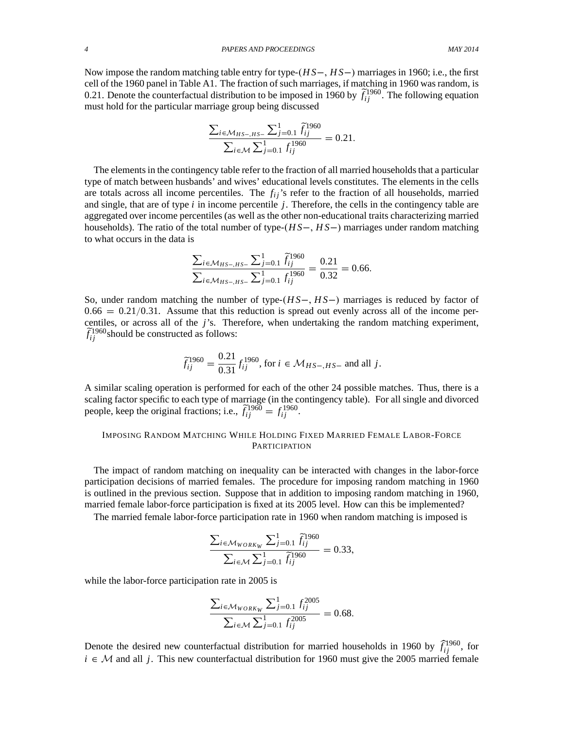Now impose the random matching table entry for type-$(HS-, HS-)$ marriages in 1960; i.e., the first cell of the 1960 panel in Table A1. The fraction of such marriages, if matching in 1960 was random, is 0.21. Denote the counterfactual distribution to be imposed in 1960 by $\widetilde{f}_{ij}^{1960}$. The following equation must hold for the particular marriage group being discussed

$$\frac{\sum_{i \in \mathcal{M}_{HS-,HS-}} \sum_{j=0.1}^{1} \widetilde{f}_{ij}^{1960}}{\sum_{i \in \mathcal{M}} \sum_{j=0.1}^{1} f_{ij}^{1960}} = 0.21.$$

The elements in the contingency table refer to the fraction of all married households that a particular type of match between husbands' and wives' educational levels constitutes. The elements in the cells are totals across all income percentiles. The $f_{ij}$'s refer to the fraction of all households, married and single, that are of type $i$ in income percentile $j$. Therefore, the cells in the contingency table are aggregated over income percentiles (as well as the other non-educational traits characterizing married households). The ratio of the total number of type-$(HS-, HS-)$ marriages under random matching to what occurs in the data is

$$\frac{\sum_{i \in \mathcal{M}_{HS-,HS-}} \sum_{j=0.1}^{1} \widetilde{f}_{ij}^{1960}}{\sum_{i \in \mathcal{M}_{HS-,HS-}} \sum_{j=0.1}^{1} f_{ij}^{1960}} = \frac{0.21}{0.32} = 0.66.$$

So, under random matching the number of type-$(HS-, HS-)$ marriages is reduced by factor of $0.66 = 0.21/0.31$. Assume that this reduction is spread out evenly across all of the income percentiles, or across all of the $j$'s. Therefore, when undertaking the random matching experiment, $\widetilde{f}_{ij}^{1960}$should be constructed as follows:

$$\widetilde{f}_{ij}^{1960} = \frac{0.21}{0.31} f_{ij}^{1960}, \text{ for } i \in \mathcal{M}_{HS-,HS-} \text{ and all } j.$$

A similar scaling operation is performed for each of the other 24 possible matches. Thus, there is a scaling factor specific to each type of marriage (in the contingency table). For all single and divorced people, keep the original fractions; i.e., $\widetilde{f}_{ij}^{1960} = f_{ij}^{1960}$.

## Imposing Random Matching While Holding Fixed Married Female Labor-Force Participation

The impact of random matching on inequality can be interacted with changes in the labor-force participation decisions of married females. The procedure for imposing random matching in 1960 is outlined in the previous section. Suppose that in addition to imposing random matching in 1960, married female labor-force participation is fixed at its 2005 level. How can this be implemented?

The married female labor-force participation rate in 1960 when random matching is imposed is

$$\frac{\sum_{i \in \mathcal{M}_{WORK_W}} \sum_{j=0.1}^{1} \widetilde{f}_{ij}^{1960}}{\sum_{i \in \mathcal{M}} \sum_{j=0.1}^{1} \widetilde{f}_{ij}^{1960}} = 0.33,$$

while the labor-force participation rate in 2005 is

$$\frac{\sum_{i \in \mathcal{M}_{WORK_W}} \sum_{j=0.1}^{1} f_{ij}^{2005}}{\sum_{i \in \mathcal{M}} \sum_{j=0.1}^{1} f_{ij}^{2005}} = 0.68.$$

Denote the desired new counterfactual distribution for married households in 1960 by $\widehat{f}_{ij}^{1960}$, for $i \in \mathcal{M}$ and all $j$. This new counterfactual distribution for 1960 must give the 2005 married female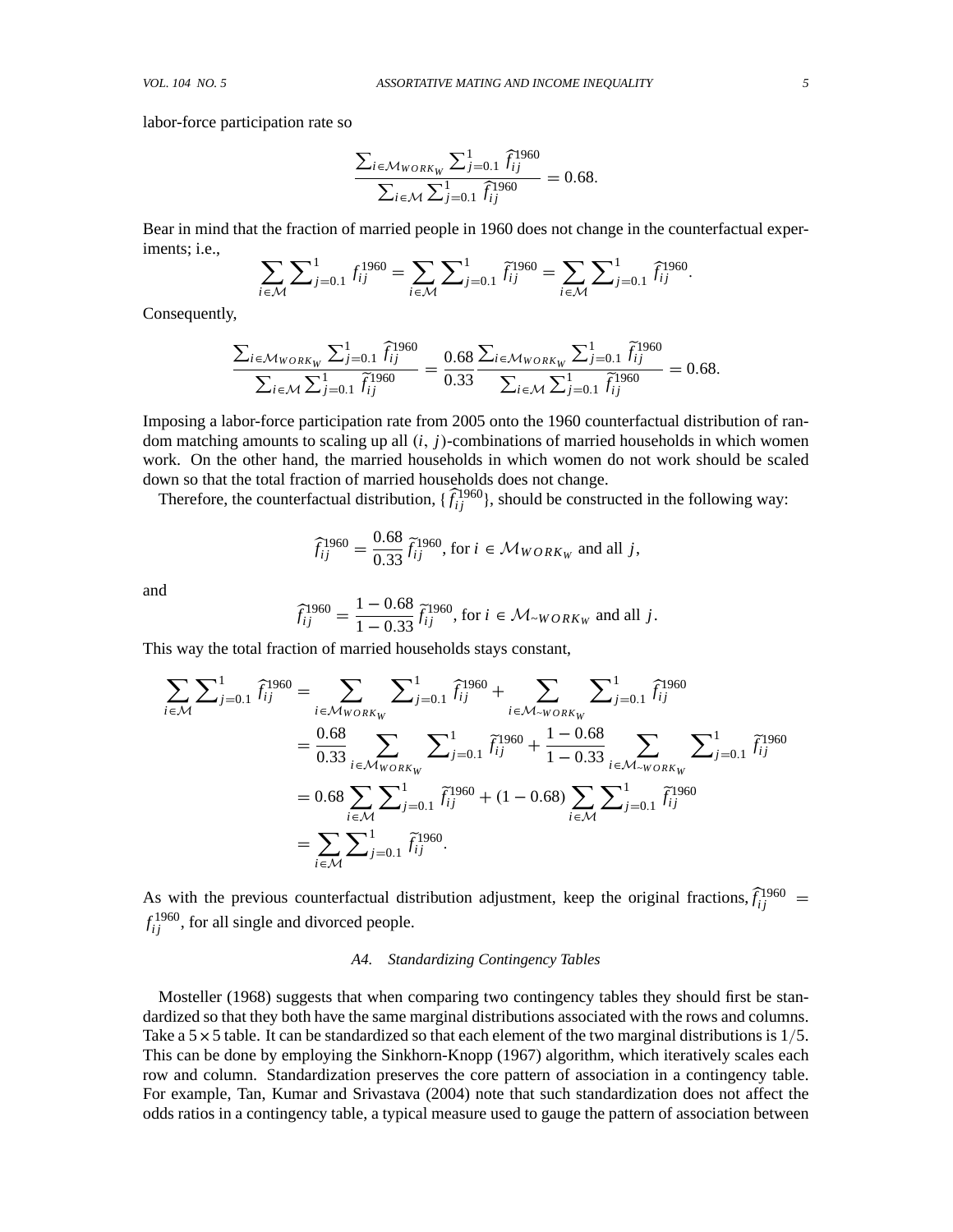labor-force participation rate so

$$\frac{\sum_{i \in \mathcal{M}_{WORK_W}} \sum_{j=0.1}^{1} \widehat{f}_{ij}^{1960}}{\sum_{i \in \mathcal{M}} \sum_{j=0.1}^{1} \widehat{f}_{ij}^{1960}} = 0.68.$$

Bear in mind that the fraction of married people in 1960 does not change in the counterfactual experiments; i.e.,

$$\sum_{i \in \mathcal{M}} \sum_{j=0.1}^{1} f_{ij}^{1960} = \sum_{i \in \mathcal{M}} \sum_{j=0.1}^{1} \widetilde{f}_{ij}^{1960} = \sum_{i \in \mathcal{M}} \sum_{j=0.1}^{1} \widehat{f}_{ij}^{1960}.$$

Consequently,

$$\frac{\sum_{i \in \mathcal{M}_{WORK_W}} \sum_{j=0.1}^{1} \widehat{f}_{ij}^{1960}}{\sum_{i \in \mathcal{M}} \sum_{j=0.1}^{1} \widetilde{f}_{ij}^{1960}} = \frac{0.68}{0.33} \frac{\sum_{i \in \mathcal{M}_{WORK_W}} \sum_{j=0.1}^{1} \widetilde{f}_{ij}^{1960}}{\sum_{i \in \mathcal{M}} \sum_{j=0.1}^{1} \widetilde{f}_{ij}^{1960}} = 0.68.$$

Imposing a labor-force participation rate from 2005 onto the 1960 counterfactual distribution of random matching amounts to scaling up all $(i, j)$-combinations of married households in which women work. On the other hand, the married households in which women do not work should be scaled down so that the total fraction of married households does not change.

Therefore, the counterfactual distribution, $\{\widehat{f}_{ij}^{1960}\}$, should be constructed in the following way:

$$\widehat{f}_{ij}^{1960} = \frac{0.68}{0.33} \widetilde{f}_{ij}^{1960}, \text{ for } i \in \mathcal{M}_{WORK_W} \text{ and all } j,$$

and

$$\widehat{f}_{ij}^{1960} = \frac{1 - 0.68}{1 - 0.33} \widetilde{f}_{ij}^{1960}, \text{ for } i \in \mathcal{M}_{\sim WORK_W} \text{ and all } j.$$

This way the total fraction of married households stays constant,

$$\begin{aligned}
\sum_{i \in \mathcal{M}} \sum_{j=0.1}^{1} \widehat{f}_{ij}^{1960} &= \sum_{i \in \mathcal{M}_{WORK_W}} \sum_{j=0.1}^{1} \widehat{f}_{ij}^{1960} + \sum_{i \in \mathcal{M}_{\sim WORK_W}} \sum_{j=0.1}^{1} \widehat{f}_{ij}^{1960} \\
&= \frac{0.68}{0.33} \sum_{i \in \mathcal{M}_{WORK_W}} \sum_{j=0.1}^{1} \widetilde{f}_{ij}^{1960} + \frac{1 - 0.68}{1 - 0.33} \sum_{i \in \mathcal{M}_{\sim WORK_W}} \sum_{j=0.1}^{1} \widetilde{f}_{ij}^{1960} \\
&= 0.68 \sum_{i \in \mathcal{M}} \sum_{j=0.1}^{1} \widetilde{f}_{ij}^{1960} + (1 - 0.68) \sum_{i \in \mathcal{M}} \sum_{j=0.1}^{1} \widetilde{f}_{ij}^{1960} \\
&= \sum_{i \in \mathcal{M}} \sum_{j=0.1}^{1} \widetilde{f}_{ij}^{1960}.
\end{aligned}$$

As with the previous counterfactual distribution adjustment, keep the original fractions, $\widehat{f}_{ij}^{1960} = f_{ij}^{1960}$, for all single and divorced people.

### A4. *Standardizing Contingency Tables*

Mosteller (1968) suggests that when comparing two contingency tables they should first be standardized so that they both have the same marginal distributions associated with the rows and columns. Take a $5 \times 5$ table. It can be standardized so that each element of the two marginal distributions is $1/5$. This can be done by employing the Sinkhorn-Knopp (1967) algorithm, which iteratively scales each row and column. Standardization preserves the core pattern of association in a contingency table. For example, Tan, Kumar and Srivastava (2004) note that such standardization does not affect the odds ratios in a contingency table, a typical measure used to gauge the pattern of association between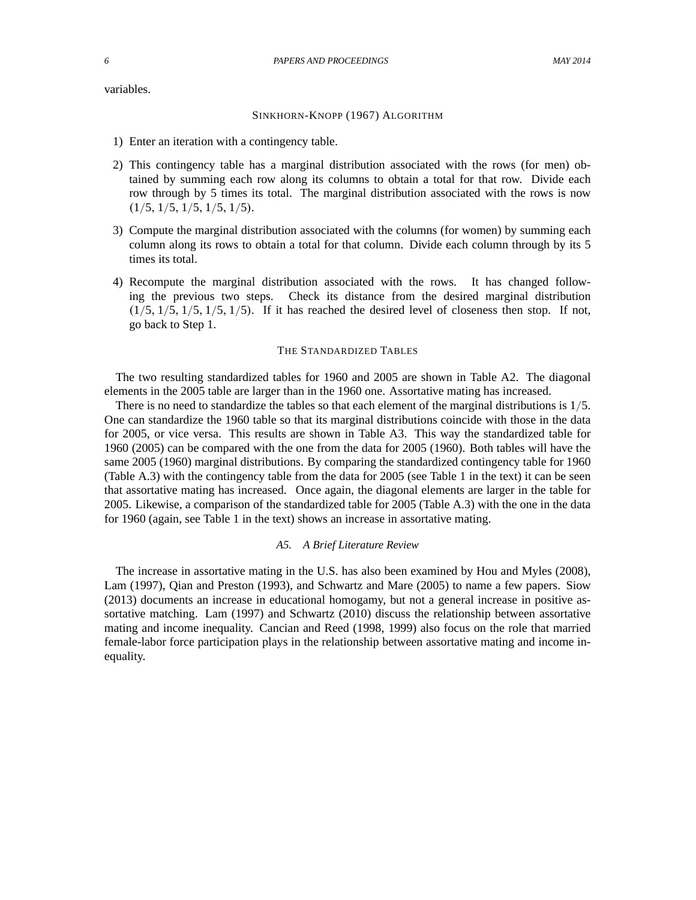variables.

### Sinkhorn-Knopp (1967) Algorithm

1) Enter an iteration with a contingency table.

2) This contingency table has a marginal distribution associated with the rows (for men) obtained by summing each row along its columns to obtain a total for that row. Divide each row through by 5 times its total. The marginal distribution associated with the rows is now $(1/5, 1/5, 1/5, 1/5, 1/5)$.

3) Compute the marginal distribution associated with the columns (for women) by summing each column along its rows to obtain a total for that column. Divide each column through by its 5 times its total.

4) Recompute the marginal distribution associated with the rows. It has changed following the previous two steps. Check its distance from the desired marginal distribution $(1/5, 1/5, 1/5, 1/5, 1/5)$. If it has reached the desired level of closeness then stop. If not, go back to Step 1.

### The Standardized Tables

The two resulting standardized tables for 1960 and 2005 are shown in Table A2. The diagonal elements in the 2005 table are larger than in the 1960 one. Assortative mating has increased.

There is no need to standardize the tables so that each element of the marginal distributions is $1/5$. One can standardize the 1960 table so that its marginal distributions coincide with those in the data for 2005, or vice versa. This results are shown in Table A3. This way the standardized table for 1960 (2005) can be compared with the one from the data for 2005 (1960). Both tables will have the same 2005 (1960) marginal distributions. By comparing the standardized contingency table for 1960 (Table A.3) with the contingency table from the data for 2005 (see Table 1 in the text) it can be seen that assortative mating has increased. Once again, the diagonal elements are larger in the table for 2005. Likewise, a comparison of the standardized table for 2005 (Table A.3) with the one in the data for 1960 (again, see Table 1 in the text) shows an increase in assortative mating.

### *A5. A Brief Literature Review*

The increase in assortative mating in the U.S. has also been examined by Hou and Myles (2008), Lam (1997), Qian and Preston (1993), and Schwartz and Mare (2005) to name a few papers. Siow (2013) documents an increase in educational homogamy, but not a general increase in positive assortative matching. Lam (1997) and Schwartz (2010) discuss the relationship between assortative mating and income inequality. Cancian and Reed (1998, 1999) also focus on the role that married female-labor force participation plays in the relationship between assortative mating and income inequality.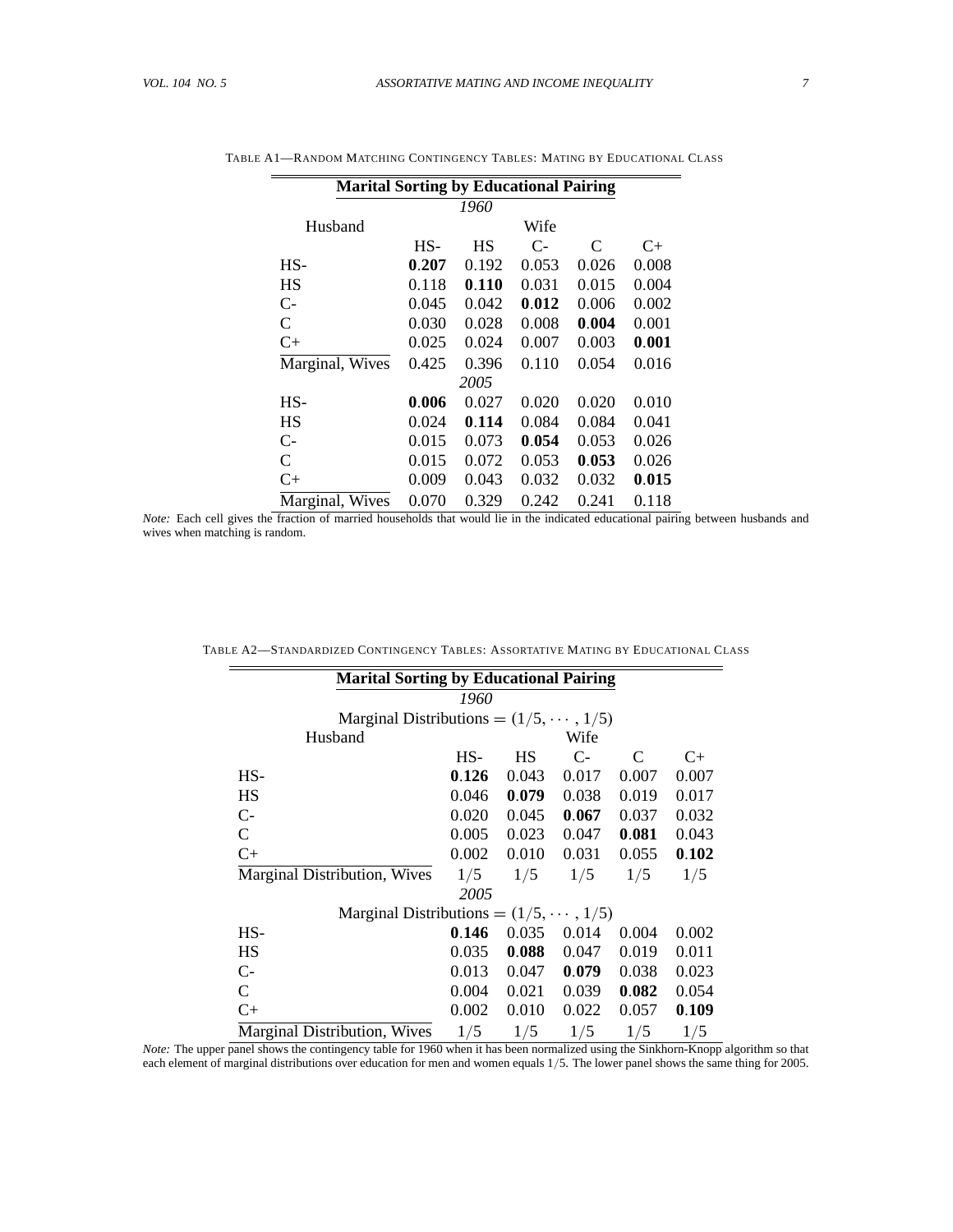TABLE A1—RANDOM MATCHING CONTINGENCY TABLES: MATING BY EDUCATIONAL CLASS

| **Marital Sorting by Educational Pairing** | | | | | |
|---|---|---|---|---|---|
| | | *1960* | | | |
| Husband | | | Wife | | |
| | HS- | HS | C- | C | C+ |
| HS- | **0.207** | 0.192 | 0.053 | 0.026 | 0.008 |
| HS | 0.118 | **0.110** | 0.031 | 0.015 | 0.004 |
| C- | 0.045 | 0.042 | **0.012** | 0.006 | 0.002 |
| C | 0.030 | 0.028 | 0.008 | **0.004** | 0.001 |
| C+ | 0.025 | 0.024 | 0.007 | 0.003 | **0.001** |
| Marginal, Wives | 0.425 | 0.396 | 0.110 | 0.054 | 0.016 |
| | | *2005* | | | |
| HS- | **0.006** | 0.027 | 0.020 | 0.020 | 0.010 |
| HS | 0.024 | **0.114** | 0.084 | 0.084 | 0.041 |
| C- | 0.015 | 0.073 | **0.054** | 0.053 | 0.026 |
| C | 0.015 | 0.072 | 0.053 | **0.053** | 0.026 |
| C+ | 0.009 | 0.043 | 0.032 | 0.032 | **0.015** |
| Marginal, Wives | 0.070 | 0.329 | 0.242 | 0.241 | 0.118 |

*Note:* Each cell gives the fraction of married households that would lie in the indicated educational pairing between husbands and wives when matching is random.

TABLE A2—STANDARDIZED CONTINGENCY TABLES: ASSORTATIVE MATING BY EDUCATIONAL CLASS

| **Marital Sorting by Educational Pairing** | | | | | |
|---|---|---|---|---|---|
| | | *1960* | | | |
| | Marginal Distributions $= (1/5, \cdots, 1/5)$ | | | | |
| Husband | | | Wife | | |
| | HS- | HS | C- | C | C+ |
| HS- | **0.126** | 0.043 | 0.017 | 0.007 | 0.007 |
| HS | 0.046 | **0.079** | 0.038 | 0.019 | 0.017 |
| C- | 0.020 | 0.045 | **0.067** | 0.037 | 0.032 |
| C | 0.005 | 0.023 | 0.047 | **0.081** | 0.043 |
| C+ | 0.002 | 0.010 | 0.031 | 0.055 | **0.102** |
| Marginal Distribution, Wives | $1/5$ | $1/5$ | $1/5$ | $1/5$ | $1/5$ |
| | | *2005* | | | |
| | Marginal Distributions $= (1/5, \cdots, 1/5)$ | | | | |
| HS- | **0.146** | 0.035 | 0.014 | 0.004 | 0.002 |
| HS | 0.035 | **0.088** | 0.047 | 0.019 | 0.011 |
| C- | 0.013 | 0.047 | **0.079** | 0.038 | 0.023 |
| C | 0.004 | 0.021 | 0.039 | **0.082** | 0.054 |
| C+ | 0.002 | 0.010 | 0.022 | 0.057 | **0.109** |
| Marginal Distribution, Wives | $1/5$ | $1/5$ | $1/5$ | $1/5$ | $1/5$ |

*Note:* The upper panel shows the contingency table for 1960 when it has been normalized using the Sinkhorn-Knopp algorithm so that each element of marginal distributions over education for men and women equals $1/5$. The lower panel shows the same thing for 2005.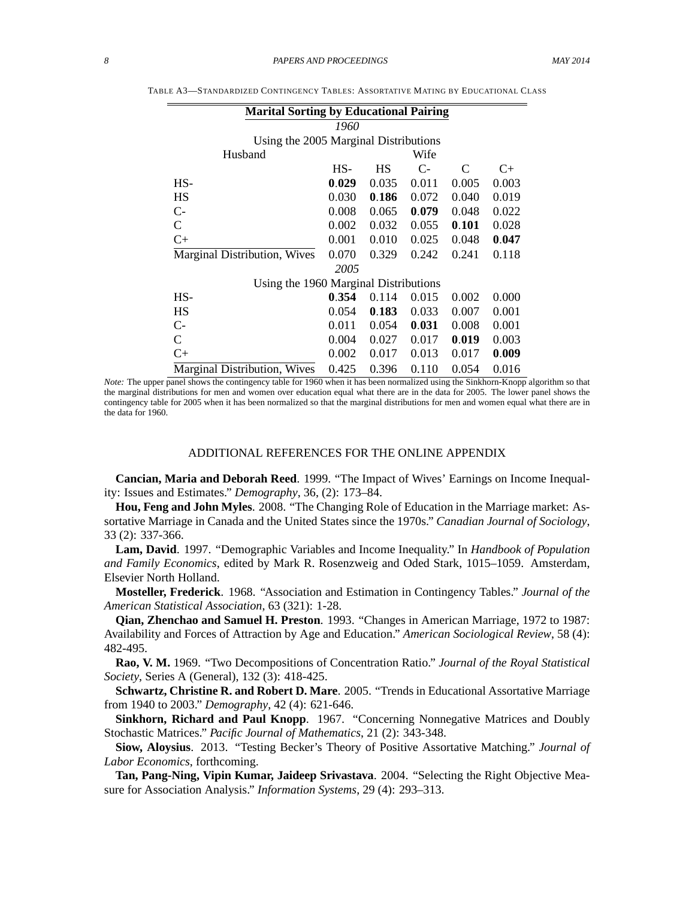TABLE A3—STANDARDIZED CONTINGENCY TABLES: ASSORTATIVE MATING BY EDUCATIONAL CLASS

| **Marital Sorting by Educational Pairing** | | | | | |
|---|---|---|---|---|---|
| *1960* | | | | | |
| Using the 2005 Marginal Distributions | | | | | |
| Husband | | | Wife | | |
| | HS- | HS | C- | C | C+ |
| HS- | **0.029** | 0.035 | 0.011 | 0.005 | 0.003 |
| HS | 0.030 | **0.186** | 0.072 | 0.040 | 0.019 |
| C- | 0.008 | 0.065 | **0.079** | 0.048 | 0.022 |
| C | 0.002 | 0.032 | 0.055 | **0.101** | 0.028 |
| C+ | 0.001 | 0.010 | 0.025 | 0.048 | **0.047** |
| Marginal Distribution, Wives | 0.070 | 0.329 | 0.242 | 0.241 | 0.118 |
| *2005* | | | | | |
| Using the 1960 Marginal Distributions | | | | | |
| HS- | **0.354** | 0.114 | 0.015 | 0.002 | 0.000 |
| HS | 0.054 | **0.183** | 0.033 | 0.007 | 0.001 |
| C- | 0.011 | 0.054 | **0.031** | 0.008 | 0.001 |
| C | 0.004 | 0.027 | 0.017 | **0.019** | 0.003 |
| C+ | 0.002 | 0.017 | 0.013 | 0.017 | **0.009** |
| Marginal Distribution, Wives | 0.425 | 0.396 | 0.110 | 0.054 | 0.016 |

*Note:* The upper panel shows the contingency table for 1960 when it has been normalized using the Sinkhorn-Knopp algorithm so that the marginal distributions for men and women over education equal what there are in the data for 2005. The lower panel shows the contingency table for 2005 when it has been normalized so that the marginal distributions for men and women equal what there are in the data for 1960.

## ADDITIONAL REFERENCES FOR THE ONLINE APPENDIX

**Cancian, Maria and Deborah Reed**. 1999. "The Impact of Wives' Earnings on Income Inequality: Issues and Estimates." *Demography*, 36, (2): 173–84.

**Hou, Feng and John Myles**. 2008. "The Changing Role of Education in the Marriage market: Assortative Marriage in Canada and the United States since the 1970s." *Canadian Journal of Sociology*, 33 (2): 337-366.

**Lam, David**. 1997. "Demographic Variables and Income Inequality." In *Handbook of Population and Family Economics*, edited by Mark R. Rosenzweig and Oded Stark, 1015–1059. Amsterdam, Elsevier North Holland.

**Mosteller, Frederick**. 1968. "Association and Estimation in Contingency Tables." *Journal of the American Statistical Association*, 63 (321): 1-28.

**Qian, Zhenchao and Samuel H. Preston**. 1993. "Changes in American Marriage, 1972 to 1987: Availability and Forces of Attraction by Age and Education." *American Sociological Review*, 58 (4): 482-495.

**Rao, V. M.** 1969. "Two Decompositions of Concentration Ratio." *Journal of the Royal Statistical Society*, Series A (General), 132 (3): 418-425.

**Schwartz, Christine R. and Robert D. Mare**. 2005. "Trends in Educational Assortative Marriage from 1940 to 2003." *Demography*, 42 (4): 621-646.

**Sinkhorn, Richard and Paul Knopp**. 1967. "Concerning Nonnegative Matrices and Doubly Stochastic Matrices." *Pacific Journal of Mathematics*, 21 (2): 343-348.

**Siow, Aloysius**. 2013. "Testing Becker's Theory of Positive Assortative Matching." *Journal of Labor Economics*, forthcoming.

**Tan, Pang-Ning, Vipin Kumar, Jaideep Srivastava**. 2004. "Selecting the Right Objective Measure for Association Analysis." *Information Systems*, 29 (4): 293–313.